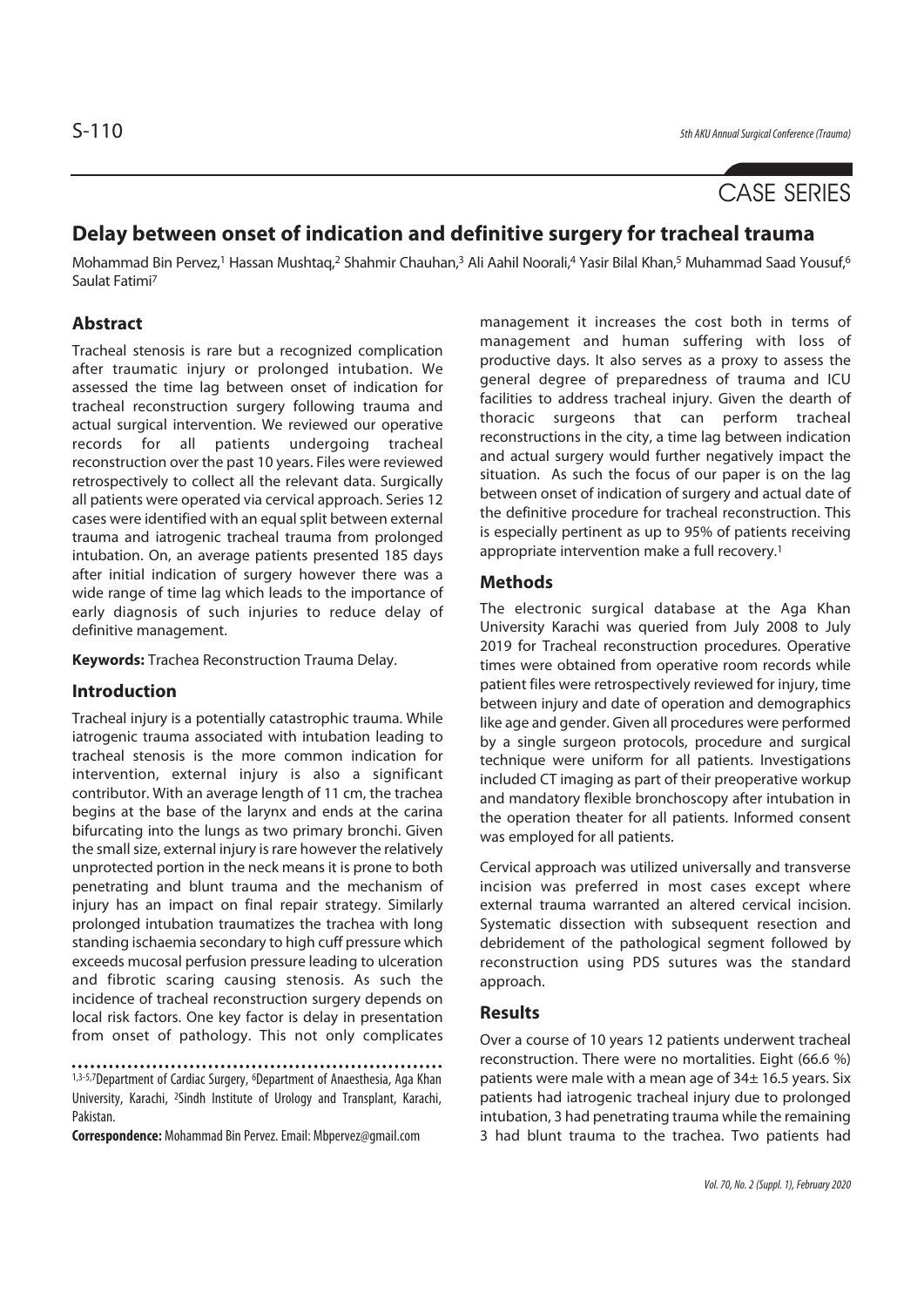CASE SERIES

# Delay between onset of indication and definitive surgery for tracheal trauma

Mohammad Bin Pervez,[1] Hassan Mushtaq,[2] Shahmir Chauhan,[3] Ali Aahil Noorali,[4] Yasir Bilal Khan,[5] Muhammad Saad Yousuf,[6] Saulat Fatimi[7]

## Abstract

Tracheal stenosis is rare but a recognized complication after traumatic injury or prolonged intubation. We assessed the time lag between onset of indication for tracheal reconstruction surgery following trauma and actual surgical intervention. We reviewed our operative records for all patients undergoing tracheal reconstruction over the past 10 years. Files were reviewed retrospectively to collect all the relevant data. Surgically all patients were operated via cervical approach. Series 12 cases were identified with an equal split between external trauma and iatrogenic tracheal trauma from prolonged intubation. On, an average patients presented 185 days after initial indication of surgery however there was a wide range of time lag which leads to the importance of early diagnosis of such injuries to reduce delay of definitive management.

**Keywords:** Trachea Reconstruction Trauma Delay.

## Introduction

Tracheal injury is a potentially catastrophic trauma. While iatrogenic trauma associated with intubation leading to tracheal stenosis is the more common indication for intervention, external injury is also a significant contributor. With an average length of 11 cm, the trachea begins at the base of the larynx and ends at the carina bifurcating into the lungs as two primary bronchi. Given the small size, external injury is rare however the relatively unprotected portion in the neck means it is prone to both penetrating and blunt trauma and the mechanism of injury has an impact on final repair strategy. Similarly prolonged intubation traumatizes the trachea with long standing ischaemia secondary to high cuff pressure which exceeds mucosal perfusion pressure leading to ulceration and fibrotic scaring causing stenosis. As such the incidence of tracheal reconstruction surgery depends on local risk factors. One key factor is delay in presentation from onset of pathology. This not only complicates management it increases the cost both in terms of management and human suffering with loss of productive days. It also serves as a proxy to assess the general degree of preparedness of trauma and ICU facilities to address tracheal injury. Given the dearth of thoracic surgeons that can perform tracheal reconstructions in the city, a time lag between indication and actual surgery would further negatively impact the situation. As such the focus of our paper is on the lag between onset of indication of surgery and actual date of the definitive procedure for tracheal reconstruction. This is especially pertinent as up to 95% of patients receiving appropriate intervention make a full recovery.[1]

## Methods

The electronic surgical database at the Aga Khan University Karachi was queried from July 2008 to July 2019 for Tracheal reconstruction procedures. Operative times were obtained from operative room records while patient files were retrospectively reviewed for injury, time between injury and date of operation and demographics like age and gender. Given all procedures were performed by a single surgeon protocols, procedure and surgical technique were uniform for all patients. Investigations included CT imaging as part of their preoperative workup and mandatory flexible bronchoscopy after intubation in the operation theater for all patients. Informed consent was employed for all patients.

Cervical approach was utilized universally and transverse incision was preferred in most cases except where external trauma warranted an altered cervical incision. Systematic dissection with subsequent resection and debridement of the pathological segment followed by reconstruction using PDS sutures was the standard approach.

## Results

Over a course of 10 years 12 patients underwent tracheal reconstruction. There were no mortalities. Eight (66.6 %) patients were male with a mean age of 34± 16.5 years. Six patients had iatrogenic tracheal injury due to prolonged intubation, 3 had penetrating trauma while the remaining 3 had blunt trauma to the trachea. Two patients had

[1,3-5,7]Department of Cardiac Surgery, [6]Department of Anaesthesia, Aga Khan University, Karachi, [2]Sindh Institute of Urology and Transplant, Karachi, Pakistan.

**Correspondence:** Mohammad Bin Pervez. Email: Mbpervez@gmail.com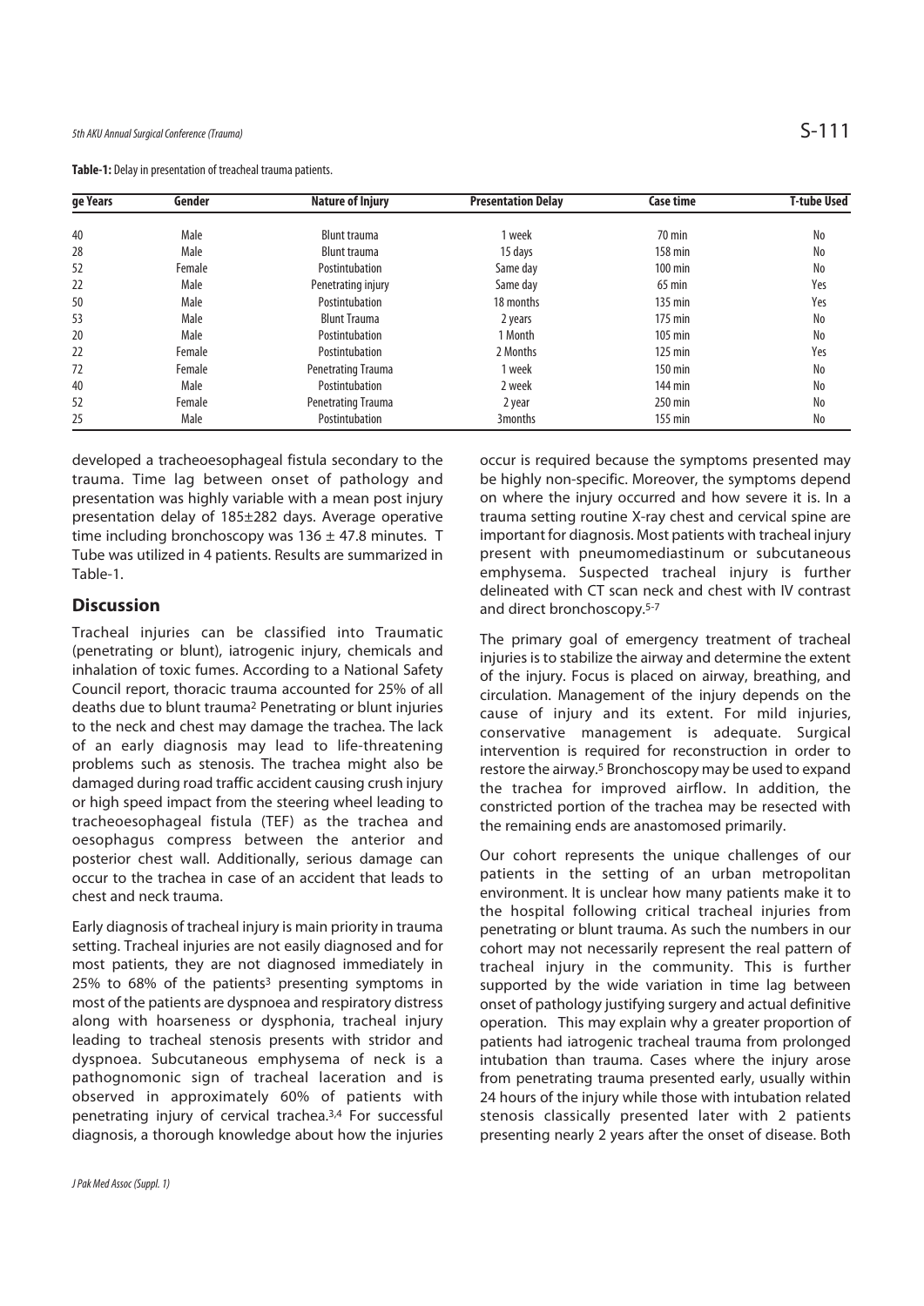**Table-1:** Delay in presentation of treacheal trauma patients.

| ge Years | Gender | Nature of Injury | Presentation Delay | Case time | T-tube Used |
|---|---|---|---|---|---|
| 40 | Male | Blunt trauma | 1 week | 70 min | No |
| 28 | Male | Blunt trauma | 15 days | 158 min | No |
| 52 | Female | Postintubation | Same day | 100 min | No |
| 22 | Male | Penetrating injury | Same day | 65 min | Yes |
| 50 | Male | Postintubation | 18 months | 135 min | Yes |
| 53 | Male | Blunt Trauma | 2 years | 175 min | No |
| 20 | Male | Postintubation | 1 Month | 105 min | No |
| 22 | Female | Postintubation | 2 Months | 125 min | Yes |
| 72 | Female | Penetrating Trauma | 1 week | 150 min | No |
| 40 | Male | Postintubation | 2 week | 144 min | No |
| 52 | Female | Penetrating Trauma | 2 year | 250 min | No |
| 25 | Male | Postintubation | 3months | 155 min | No |

developed a tracheoesophageal fistula secondary to the trauma. Time lag between onset of pathology and presentation was highly variable with a mean post injury presentation delay of 185±282 days. Average operative time including bronchoscopy was 136 ± 47.8 minutes. T Tube was utilized in 4 patients. Results are summarized in Table-1.

## Discussion

Tracheal injuries can be classified into Traumatic (penetrating or blunt), iatrogenic injury, chemicals and inhalation of toxic fumes. According to a National Safety Council report, thoracic trauma accounted for 25% of all deaths due to blunt trauma[2] Penetrating or blunt injuries to the neck and chest may damage the trachea. The lack of an early diagnosis may lead to life-threatening problems such as stenosis. The trachea might also be damaged during road traffic accident causing crush injury or high speed impact from the steering wheel leading to tracheoesophageal fistula (TEF) as the trachea and oesophagus compress between the anterior and posterior chest wall. Additionally, serious damage can occur to the trachea in case of an accident that leads to chest and neck trauma.

Early diagnosis of tracheal injury is main priority in trauma setting. Tracheal injuries are not easily diagnosed and for most patients, they are not diagnosed immediately in 25% to 68% of the patients[3] presenting symptoms in most of the patients are dyspnoea and respiratory distress along with hoarseness or dysphonia, tracheal injury leading to tracheal stenosis presents with stridor and dyspnoea. Subcutaneous emphysema of neck is a pathognomonic sign of tracheal laceration and is observed in approximately 60% of patients with penetrating injury of cervical trachea.[3,4] For successful diagnosis, a thorough knowledge about how the injuries occur is required because the symptoms presented may be highly non-specific. Moreover, the symptoms depend on where the injury occurred and how severe it is. In a trauma setting routine X-ray chest and cervical spine are important for diagnosis. Most patients with tracheal injury present with pneumomediastinum or subcutaneous emphysema. Suspected tracheal injury is further delineated with CT scan neck and chest with IV contrast and direct bronchoscopy.[5-7]

The primary goal of emergency treatment of tracheal injuries is to stabilize the airway and determine the extent of the injury. Focus is placed on airway, breathing, and circulation. Management of the injury depends on the cause of injury and its extent. For mild injuries, conservative management is adequate. Surgical intervention is required for reconstruction in order to restore the airway.[5] Bronchoscopy may be used to expand the trachea for improved airflow. In addition, the constricted portion of the trachea may be resected with the remaining ends are anastomosed primarily.

Our cohort represents the unique challenges of our patients in the setting of an urban metropolitan environment. It is unclear how many patients make it to the hospital following critical tracheal injuries from penetrating or blunt trauma. As such the numbers in our cohort may not necessarily represent the real pattern of tracheal injury in the community. This is further supported by the wide variation in time lag between onset of pathology justifying surgery and actual definitive operation. This may explain why a greater proportion of patients had iatrogenic tracheal trauma from prolonged intubation than trauma. Cases where the injury arose from penetrating trauma presented early, usually within 24 hours of the injury while those with intubation related stenosis classically presented later with 2 patients presenting nearly 2 years after the onset of disease. Both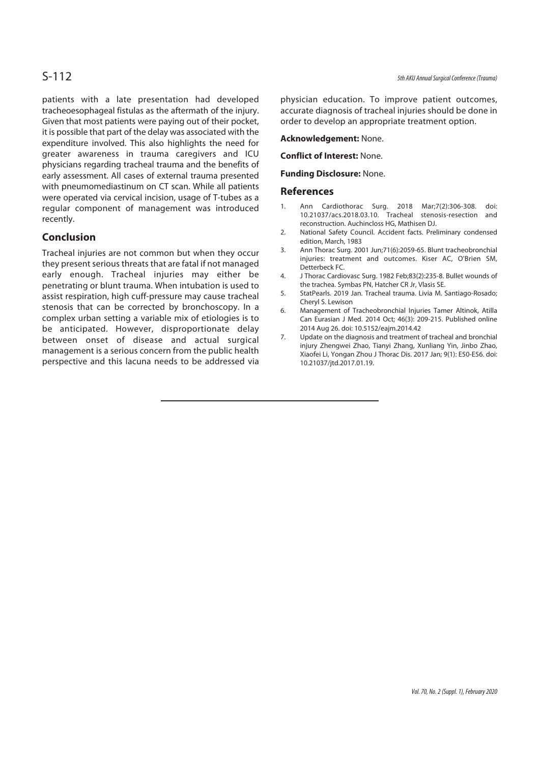patients with a late presentation had developed tracheoesophageal fistulas as the aftermath of the injury. Given that most patients were paying out of their pocket, it is possible that part of the delay was associated with the expenditure involved. This also highlights the need for greater awareness in trauma caregivers and ICU physicians regarding tracheal trauma and the benefits of early assessment. All cases of external trauma presented with pneumomediastinum on CT scan. While all patients were operated via cervical incision, usage of T-tubes as a regular component of management was introduced recently.

## Conclusion

Tracheal injuries are not common but when they occur they present serious threats that are fatal if not managed early enough. Tracheal injuries may either be penetrating or blunt trauma. When intubation is used to assist respiration, high cuff-pressure may cause tracheal stenosis that can be corrected by bronchoscopy. In a complex urban setting a variable mix of etiologies is to be anticipated. However, disproportionate delay between onset of disease and actual surgical management is a serious concern from the public health perspective and this lacuna needs to be addressed via physician education. To improve patient outcomes, accurate diagnosis of tracheal injuries should be done in order to develop an appropriate treatment option.

**Acknowledgement:** None.

**Conflict of Interest:** None.

**Funding Disclosure:** None.

## References

1. Ann Cardiothorac Surg. 2018 Mar;7(2):306-308. doi: 10.21037/acs.2018.03.10. Tracheal stenosis-resection and reconstruction. Auchincloss HG, Mathisen DJ.
2. National Safety Council. Accident facts. Preliminary condensed edition, March, 1983
3. Ann Thorac Surg. 2001 Jun;71(6):2059-65. Blunt tracheobronchial injuries: treatment and outcomes. Kiser AC, O'Brien SM, Detterbeck FC.
4. J Thorac Cardiovasc Surg. 1982 Feb;83(2):235-8. Bullet wounds of the trachea. Symbas PN, Hatcher CR Jr, Vlasis SE.
5. StatPearls. 2019 Jan. Tracheal trauma. Livia M. Santiago-Rosado; Cheryl S. Lewison
6. Management of Tracheobronchial Injuries Tamer Altinok, Atilla Can Eurasian J Med. 2014 Oct; 46(3): 209-215. Published online 2014 Aug 26. doi: 10.5152/eajm.2014.42
7. Update on the diagnosis and treatment of tracheal and bronchial injury Zhengwei Zhao, Tianyi Zhang, Xunliang Yin, Jinbo Zhao, Xiaofei Li, Yongan Zhou J Thorac Dis. 2017 Jan; 9(1): E50-E56. doi: 10.21037/jtd.2017.01.19.